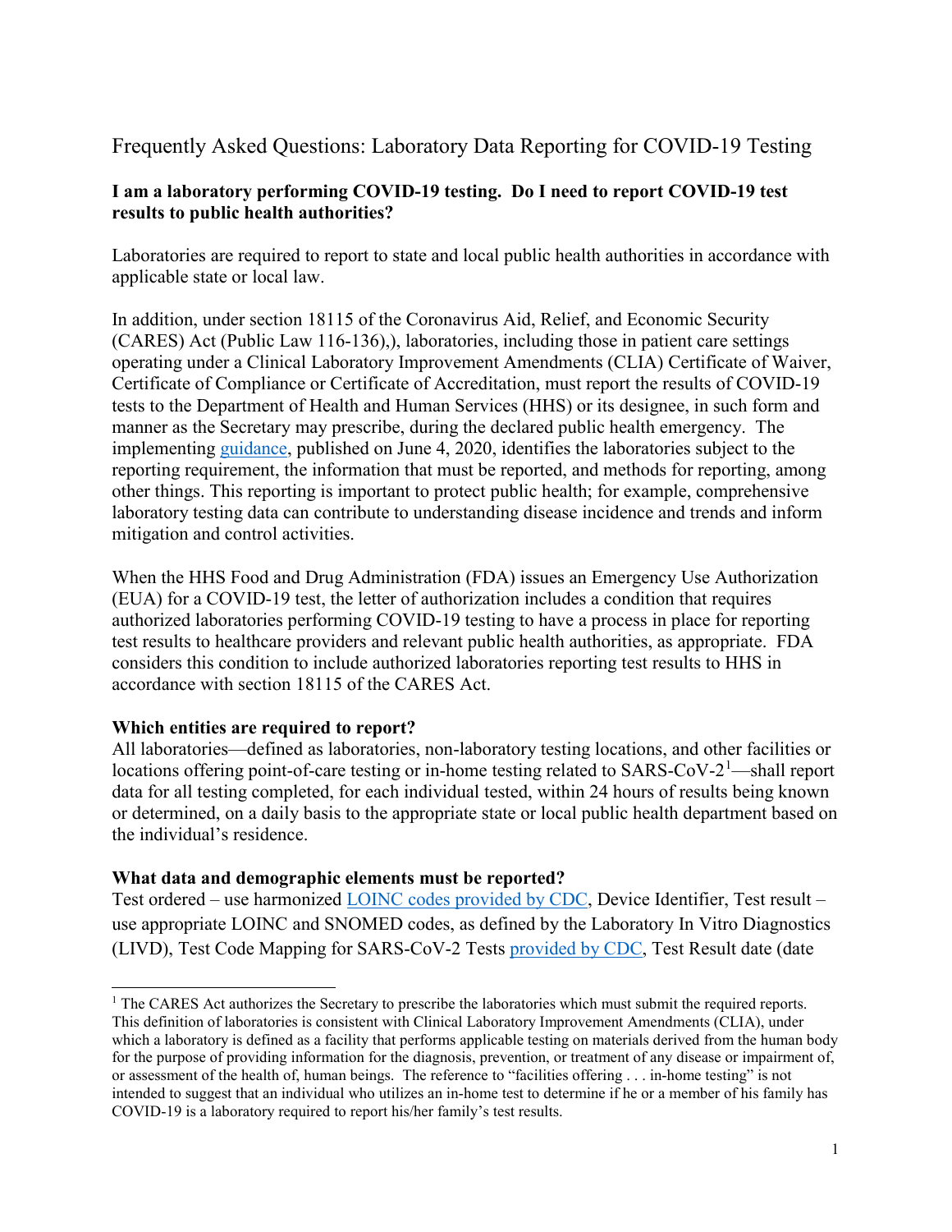# Frequently Asked Questions: Laboratory Data Reporting for COVID-19 Testing

**I am a laboratory performing COVID-19 testing. Do I need to report COVID-19 test results to public health authorities?**

Laboratories are required to report to state and local public health authorities in accordance with applicable state or local law.

In addition, under section 18115 of the Coronavirus Aid, Relief, and Economic Security (CARES) Act (Public Law 116-136),), laboratories, including those in patient care settings operating under a Clinical Laboratory Improvement Amendments (CLIA) Certificate of Waiver, Certificate of Compliance or Certificate of Accreditation, must report the results of COVID-19 tests to the Department of Health and Human Services (HHS) or its designee, in such form and manner as the Secretary may prescribe, during the declared public health emergency. The implementing [guidance](), published on June 4, 2020, identifies the laboratories subject to the reporting requirement, the information that must be reported, and methods for reporting, among other things. This reporting is important to protect public health; for example, comprehensive laboratory testing data can contribute to understanding disease incidence and trends and inform mitigation and control activities.

When the HHS Food and Drug Administration (FDA) issues an Emergency Use Authorization (EUA) for a COVID-19 test, the letter of authorization includes a condition that requires authorized laboratories performing COVID-19 testing to have a process in place for reporting test results to healthcare providers and relevant public health authorities, as appropriate. FDA considers this condition to include authorized laboratories reporting test results to HHS in accordance with section 18115 of the CARES Act.

**Which entities are required to report?**

All laboratories—defined as laboratories, non-laboratory testing locations, and other facilities or locations offering point-of-care testing or in-home testing related to SARS-CoV-2[1]—shall report data for all testing completed, for each individual tested, within 24 hours of results being known or determined, on a daily basis to the appropriate state or local public health department based on the individual's residence.

**What data and demographic elements must be reported?**

Test ordered – use harmonized [LOINC codes provided by CDC](), Device Identifier, Test result – use appropriate LOINC and SNOMED codes, as defined by the Laboratory In Vitro Diagnostics (LIVD), Test Code Mapping for SARS-CoV-2 Tests [provided by CDC](), Test Result date (date

---

[1] The CARES Act authorizes the Secretary to prescribe the laboratories which must submit the required reports. This definition of laboratories is consistent with Clinical Laboratory Improvement Amendments (CLIA), under which a laboratory is defined as a facility that performs applicable testing on materials derived from the human body for the purpose of providing information for the diagnosis, prevention, or treatment of any disease or impairment of, or assessment of the health of, human beings. The reference to "facilities offering . . . in-home testing" is not intended to suggest that an individual who utilizes an in-home test to determine if he or a member of his family has COVID-19 is a laboratory required to report his/her family's test results.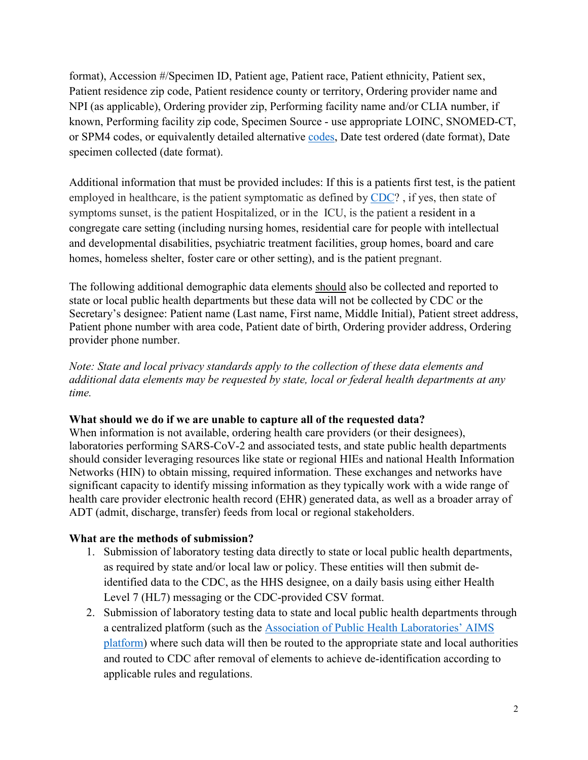format), Accession #/Specimen ID, Patient age, Patient race, Patient ethnicity, Patient sex, Patient residence zip code, Patient residence county or territory, Ordering provider name and NPI (as applicable), Ordering provider zip, Performing facility name and/or CLIA number, if known, Performing facility zip code, Specimen Source - use appropriate LOINC, SNOMED-CT, or SPM4 codes, or equivalently detailed alternative codes, Date test ordered (date format), Date specimen collected (date format).

Additional information that must be provided includes: If this is a patients first test, is the patient employed in healthcare, is the patient symptomatic as defined by CDC? , if yes, then state of symptoms sunset, is the patient Hospitalized, or in the ICU, is the patient a resident in a congregate care setting (including nursing homes, residential care for people with intellectual and developmental disabilities, psychiatric treatment facilities, group homes, board and care homes, homeless shelter, foster care or other setting), and is the patient pregnant.

The following additional demographic data elements should also be collected and reported to state or local public health departments but these data will not be collected by CDC or the Secretary's designee: Patient name (Last name, First name, Middle Initial), Patient street address, Patient phone number with area code, Patient date of birth, Ordering provider address, Ordering provider phone number.

*Note: State and local privacy standards apply to the collection of these data elements and additional data elements may be requested by state, local or federal health departments at any time.*

**What should we do if we are unable to capture all of the requested data?**
When information is not available, ordering health care providers (or their designees), laboratories performing SARS-CoV-2 and associated tests, and state public health departments should consider leveraging resources like state or regional HIEs and national Health Information Networks (HIN) to obtain missing, required information. These exchanges and networks have significant capacity to identify missing information as they typically work with a wide range of health care provider electronic health record (EHR) generated data, as well as a broader array of ADT (admit, discharge, transfer) feeds from local or regional stakeholders.

**What are the methods of submission?**

1. Submission of laboratory testing data directly to state or local public health departments, as required by state and/or local law or policy. These entities will then submit de-identified data to the CDC, as the HHS designee, on a daily basis using either Health Level 7 (HL7) messaging or the CDC-provided CSV format.
2. Submission of laboratory testing data to state and local public health departments through a centralized platform (such as the Association of Public Health Laboratories' AIMS platform) where such data will then be routed to the appropriate state and local authorities and routed to CDC after removal of elements to achieve de-identification according to applicable rules and regulations.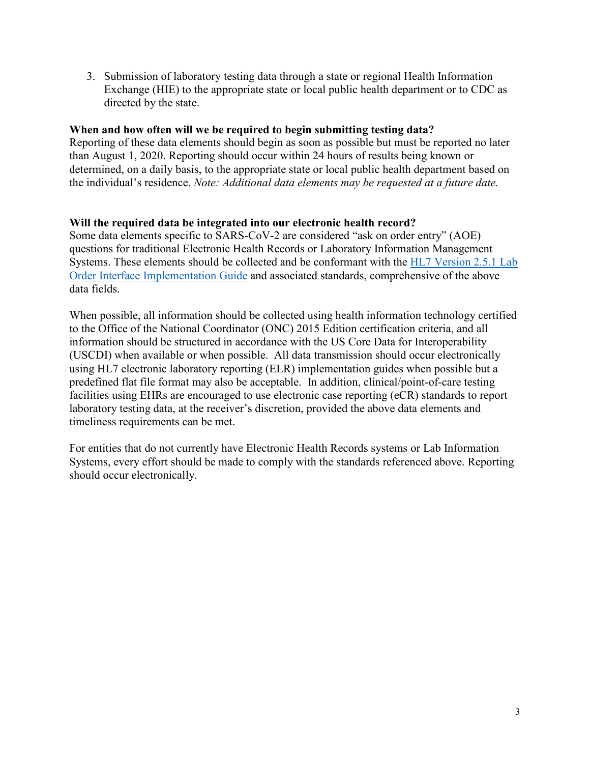3. Submission of laboratory testing data through a state or regional Health Information Exchange (HIE) to the appropriate state or local public health department or to CDC as directed by the state.

**When and how often will we be required to begin submitting testing data?**
Reporting of these data elements should begin as soon as possible but must be reported no later than August 1, 2020. Reporting should occur within 24 hours of results being known or determined, on a daily basis, to the appropriate state or local public health department based on the individual's residence. *Note: Additional data elements may be requested at a future date.*

**Will the required data be integrated into our electronic health record?**
Some data elements specific to SARS-CoV-2 are considered "ask on order entry" (AOE) questions for traditional Electronic Health Records or Laboratory Information Management Systems. These elements should be collected and be conformant with the [HL7 Version 2.5.1 Lab Order Interface Implementation Guide]() and associated standards, comprehensive of the above data fields.

When possible, all information should be collected using health information technology certified to the Office of the National Coordinator (ONC) 2015 Edition certification criteria, and all information should be structured in accordance with the US Core Data for Interoperability (USCDI) when available or when possible. All data transmission should occur electronically using HL7 electronic laboratory reporting (ELR) implementation guides when possible but a predefined flat file format may also be acceptable. In addition, clinical/point-of-care testing facilities using EHRs are encouraged to use electronic case reporting (eCR) standards to report laboratory testing data, at the receiver's discretion, provided the above data elements and timeliness requirements can be met.

For entities that do not currently have Electronic Health Records systems or Lab Information Systems, every effort should be made to comply with the standards referenced above. Reporting should occur electronically.